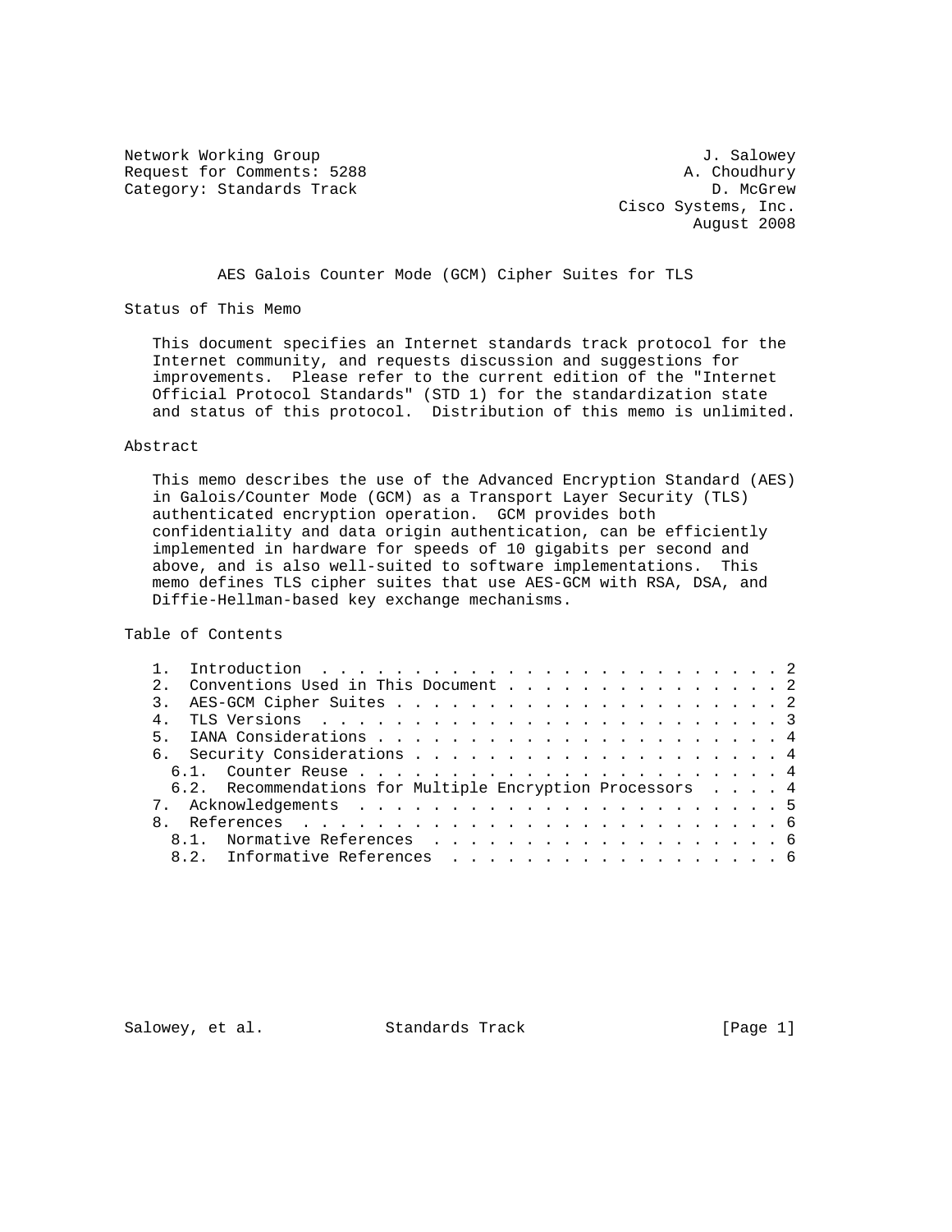Network Working Group J. Salowey
Request for Comments: 5288 A. Choudhury
Category: Standards Track D. McGrew
Cisco Systems, Inc.
August 2008

# AES Galois Counter Mode (GCM) Cipher Suites for TLS

## Status of This Memo

This document specifies an Internet standards track protocol for the Internet community, and requests discussion and suggestions for improvements. Please refer to the current edition of the "Internet Official Protocol Standards" (STD 1) for the standardization state and status of this protocol. Distribution of this memo is unlimited.

## Abstract

This memo describes the use of the Advanced Encryption Standard (AES) in Galois/Counter Mode (GCM) as a Transport Layer Security (TLS) authenticated encryption operation. GCM provides both confidentiality and data origin authentication, can be efficiently implemented in hardware for speeds of 10 gigabits per second and above, and is also well-suited to software implementations. This memo defines TLS cipher suites that use AES-GCM with RSA, DSA, and Diffie-Hellman-based key exchange mechanisms.

## Table of Contents

1. Introduction . . . . . . . . . . . . . . . . . . . . . . . . . 2
2. Conventions Used in This Document . . . . . . . . . . . . . . . 2
3. AES-GCM Cipher Suites . . . . . . . . . . . . . . . . . . . . . 2
4. TLS Versions . . . . . . . . . . . . . . . . . . . . . . . . . 3
5. IANA Considerations . . . . . . . . . . . . . . . . . . . . . . 4
6. Security Considerations . . . . . . . . . . . . . . . . . . . . 4
   6.1. Counter Reuse . . . . . . . . . . . . . . . . . . . . . . . 4
   6.2. Recommendations for Multiple Encryption Processors . . . . 4
7. Acknowledgements . . . . . . . . . . . . . . . . . . . . . . . 5
8. References . . . . . . . . . . . . . . . . . . . . . . . . . . 6
   8.1. Normative References . . . . . . . . . . . . . . . . . . . 6
   8.2. Informative References . . . . . . . . . . . . . . . . . . 6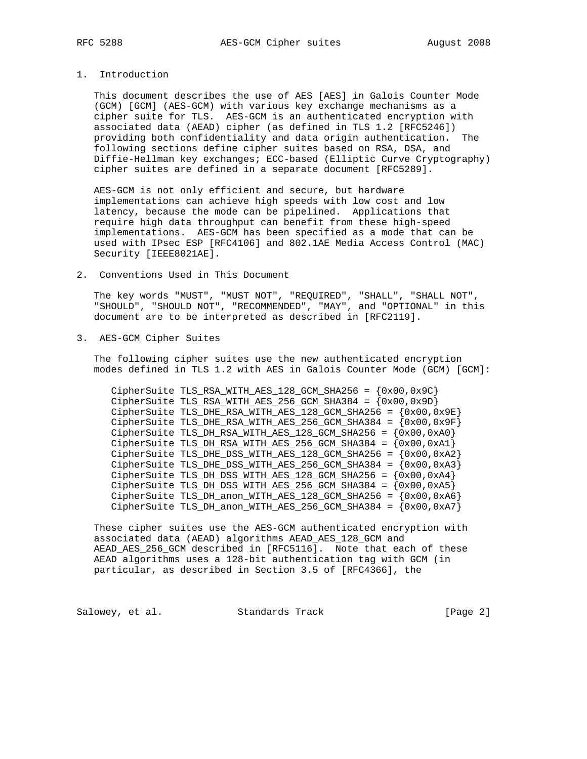## 1. Introduction

This document describes the use of AES [AES] in Galois Counter Mode (GCM) [GCM] (AES-GCM) with various key exchange mechanisms as a cipher suite for TLS. AES-GCM is an authenticated encryption with associated data (AEAD) cipher (as defined in TLS 1.2 [RFC5246]) providing both confidentiality and data origin authentication. The following sections define cipher suites based on RSA, DSA, and Diffie-Hellman key exchanges; ECC-based (Elliptic Curve Cryptography) cipher suites are defined in a separate document [RFC5289].

AES-GCM is not only efficient and secure, but hardware implementations can achieve high speeds with low cost and low latency, because the mode can be pipelined. Applications that require high data throughput can benefit from these high-speed implementations. AES-GCM has been specified as a mode that can be used with IPsec ESP [RFC4106] and 802.1AE Media Access Control (MAC) Security [IEEE8021AE].

## 2. Conventions Used in This Document

The key words "MUST", "MUST NOT", "REQUIRED", "SHALL", "SHALL NOT", "SHOULD", "SHOULD NOT", "RECOMMENDED", "MAY", and "OPTIONAL" in this document are to be interpreted as described in [RFC2119].

## 3. AES-GCM Cipher Suites

The following cipher suites use the new authenticated encryption modes defined in TLS 1.2 with AES in Galois Counter Mode (GCM) [GCM]:

```
CipherSuite TLS_RSA_WITH_AES_128_GCM_SHA256 = {0x00,0x9C}
CipherSuite TLS_RSA_WITH_AES_256_GCM_SHA384 = {0x00,0x9D}
CipherSuite TLS_DHE_RSA_WITH_AES_128_GCM_SHA256 = {0x00,0x9E}
CipherSuite TLS_DHE_RSA_WITH_AES_256_GCM_SHA384 = {0x00,0x9F}
CipherSuite TLS_DH_RSA_WITH_AES_128_GCM_SHA256 = {0x00,0xA0}
CipherSuite TLS_DH_RSA_WITH_AES_256_GCM_SHA384 = {0x00,0xA1}
CipherSuite TLS_DHE_DSS_WITH_AES_128_GCM_SHA256 = {0x00,0xA2}
CipherSuite TLS_DHE_DSS_WITH_AES_256_GCM_SHA384 = {0x00,0xA3}
CipherSuite TLS_DH_DSS_WITH_AES_128_GCM_SHA256 = {0x00,0xA4}
CipherSuite TLS_DH_DSS_WITH_AES_256_GCM_SHA384 = {0x00,0xA5}
CipherSuite TLS_DH_anon_WITH_AES_128_GCM_SHA256 = {0x00,0xA6}
CipherSuite TLS_DH_anon_WITH_AES_256_GCM_SHA384 = {0x00,0xA7}
```

These cipher suites use the AES-GCM authenticated encryption with associated data (AEAD) algorithms AEAD_AES_128_GCM and AEAD_AES_256_GCM described in [RFC5116]. Note that each of these AEAD algorithms uses a 128-bit authentication tag with GCM (in particular, as described in Section 3.5 of [RFC4366], the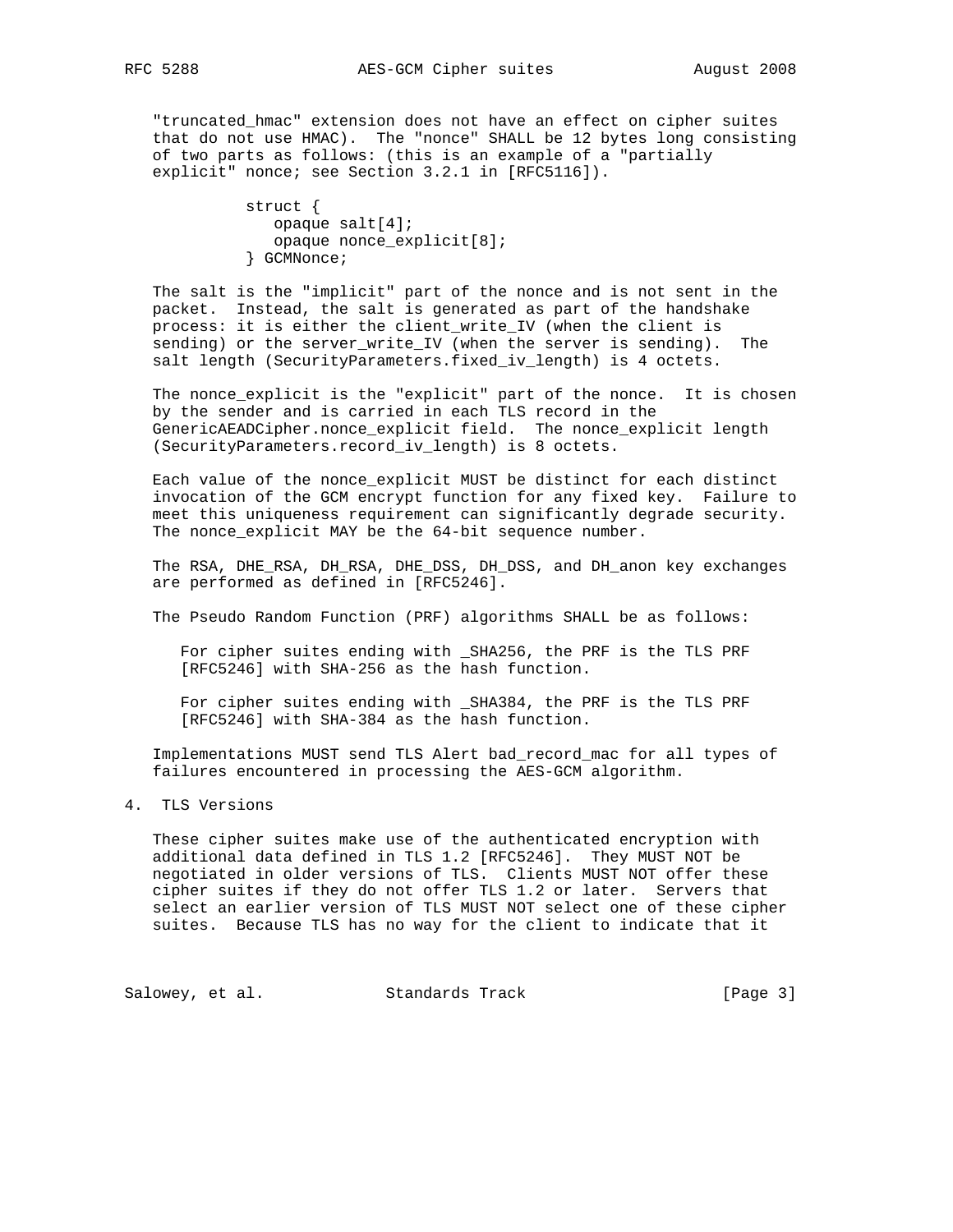"truncated_hmac" extension does not have an effect on cipher suites that do not use HMAC). The "nonce" SHALL be 12 bytes long consisting of two parts as follows: (this is an example of a "partially explicit" nonce; see Section 3.2.1 in [RFC5116]).

```
struct {
   opaque salt[4];
   opaque nonce_explicit[8];
} GCMNonce;
```

The salt is the "implicit" part of the nonce and is not sent in the packet. Instead, the salt is generated as part of the handshake process: it is either the client_write_IV (when the client is sending) or the server_write_IV (when the server is sending). The salt length (SecurityParameters.fixed_iv_length) is 4 octets.

The nonce_explicit is the "explicit" part of the nonce. It is chosen by the sender and is carried in each TLS record in the GenericAEADCipher.nonce_explicit field. The nonce_explicit length (SecurityParameters.record_iv_length) is 8 octets.

Each value of the nonce_explicit MUST be distinct for each distinct invocation of the GCM encrypt function for any fixed key. Failure to meet this uniqueness requirement can significantly degrade security. The nonce_explicit MAY be the 64-bit sequence number.

The RSA, DHE_RSA, DH_RSA, DHE_DSS, DH_DSS, and DH_anon key exchanges are performed as defined in [RFC5246].

The Pseudo Random Function (PRF) algorithms SHALL be as follows:

For cipher suites ending with _SHA256, the PRF is the TLS PRF [RFC5246] with SHA-256 as the hash function.

For cipher suites ending with _SHA384, the PRF is the TLS PRF [RFC5246] with SHA-384 as the hash function.

Implementations MUST send TLS Alert bad_record_mac for all types of failures encountered in processing the AES-GCM algorithm.

## 4. TLS Versions

These cipher suites make use of the authenticated encryption with additional data defined in TLS 1.2 [RFC5246]. They MUST NOT be negotiated in older versions of TLS. Clients MUST NOT offer these cipher suites if they do not offer TLS 1.2 or later. Servers that select an earlier version of TLS MUST NOT select one of these cipher suites. Because TLS has no way for the client to indicate that it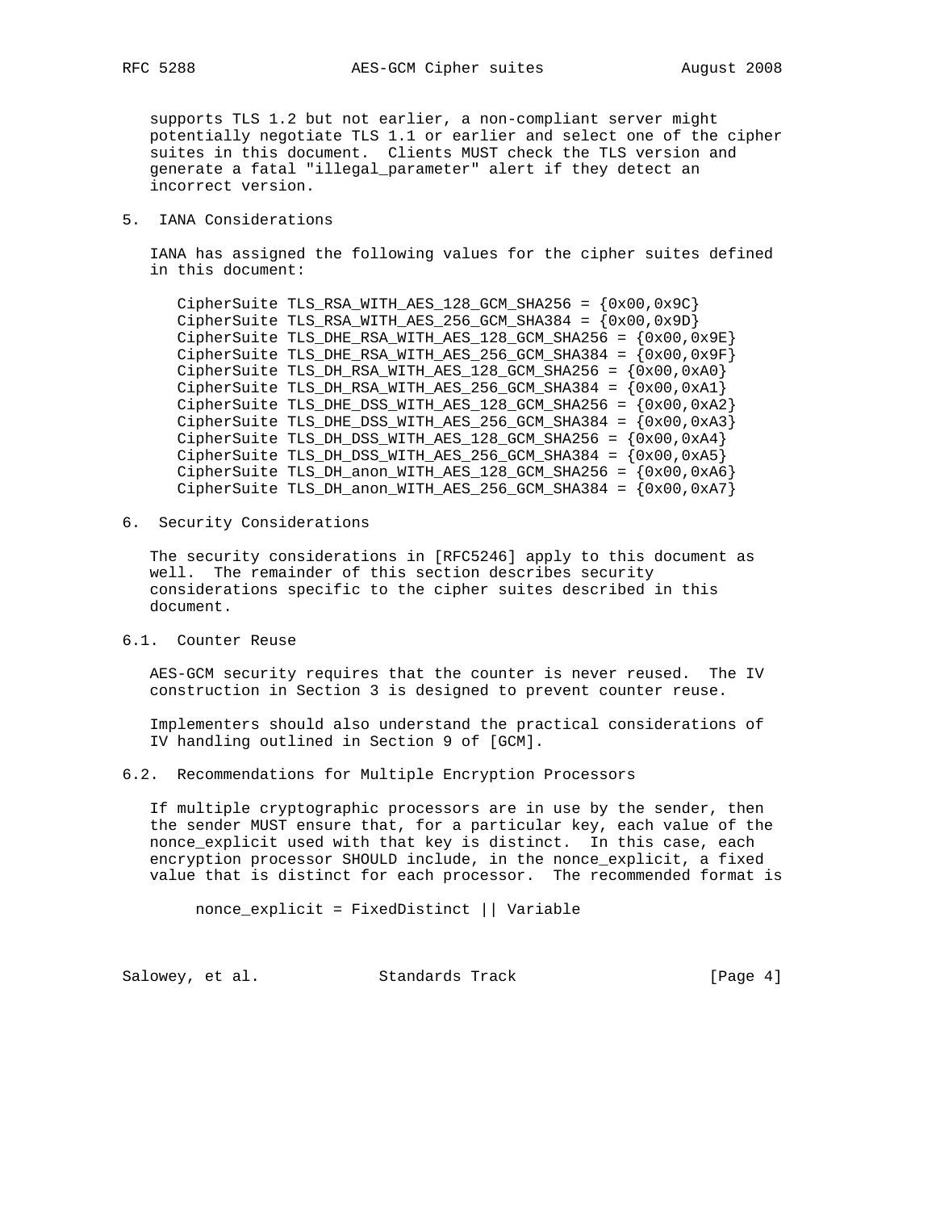supports TLS 1.2 but not earlier, a non-compliant server might potentially negotiate TLS 1.1 or earlier and select one of the cipher suites in this document. Clients MUST check the TLS version and generate a fatal "illegal_parameter" alert if they detect an incorrect version.

## 5. IANA Considerations

IANA has assigned the following values for the cipher suites defined in this document:

```
CipherSuite TLS_RSA_WITH_AES_128_GCM_SHA256 = {0x00,0x9C}
CipherSuite TLS_RSA_WITH_AES_256_GCM_SHA384 = {0x00,0x9D}
CipherSuite TLS_DHE_RSA_WITH_AES_128_GCM_SHA256 = {0x00,0x9E}
CipherSuite TLS_DHE_RSA_WITH_AES_256_GCM_SHA384 = {0x00,0x9F}
CipherSuite TLS_DH_RSA_WITH_AES_128_GCM_SHA256 = {0x00,0xA0}
CipherSuite TLS_DH_RSA_WITH_AES_256_GCM_SHA384 = {0x00,0xA1}
CipherSuite TLS_DHE_DSS_WITH_AES_128_GCM_SHA256 = {0x00,0xA2}
CipherSuite TLS_DHE_DSS_WITH_AES_256_GCM_SHA384 = {0x00,0xA3}
CipherSuite TLS_DH_DSS_WITH_AES_128_GCM_SHA256 = {0x00,0xA4}
CipherSuite TLS_DH_DSS_WITH_AES_256_GCM_SHA384 = {0x00,0xA5}
CipherSuite TLS_DH_anon_WITH_AES_128_GCM_SHA256 = {0x00,0xA6}
CipherSuite TLS_DH_anon_WITH_AES_256_GCM_SHA384 = {0x00,0xA7}
```

## 6. Security Considerations

The security considerations in [RFC5246] apply to this document as well. The remainder of this section describes security considerations specific to the cipher suites described in this document.

### 6.1. Counter Reuse

AES-GCM security requires that the counter is never reused. The IV construction in Section 3 is designed to prevent counter reuse.

Implementers should also understand the practical considerations of IV handling outlined in Section 9 of [GCM].

### 6.2. Recommendations for Multiple Encryption Processors

If multiple cryptographic processors are in use by the sender, then the sender MUST ensure that, for a particular key, each value of the nonce_explicit used with that key is distinct. In this case, each encryption processor SHOULD include, in the nonce_explicit, a fixed value that is distinct for each processor. The recommended format is

```
nonce_explicit = FixedDistinct || Variable
```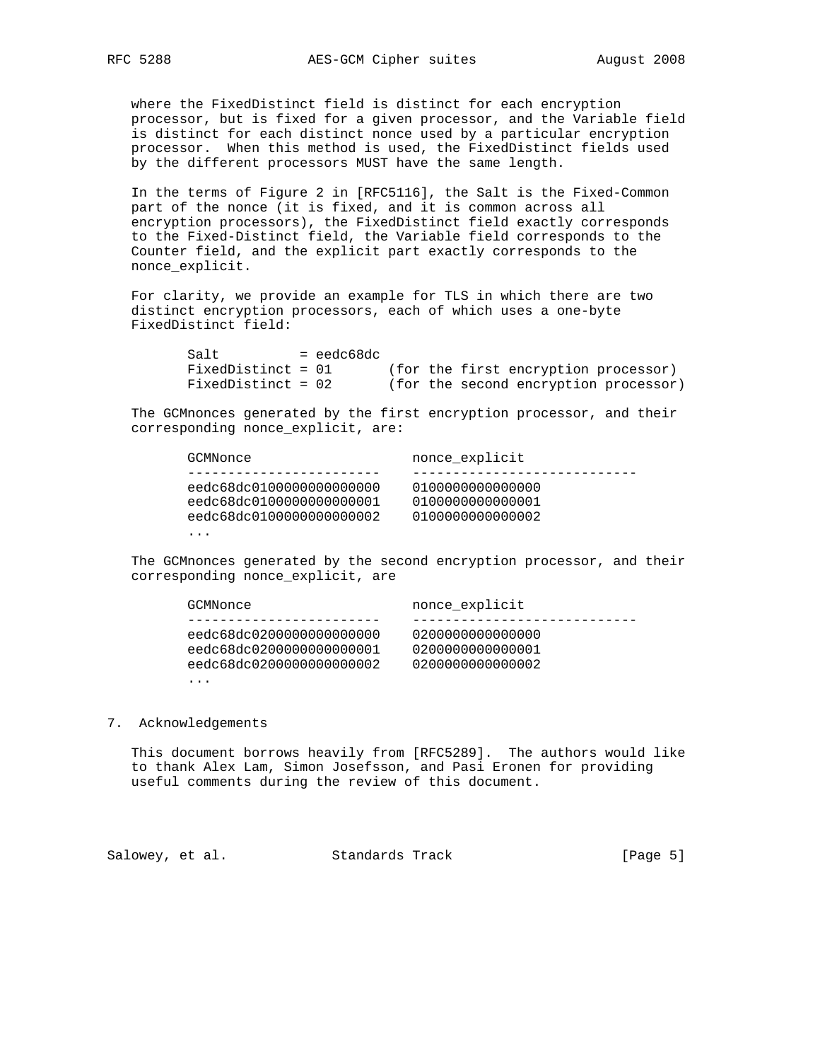where the FixedDistinct field is distinct for each encryption processor, but is fixed for a given processor, and the Variable field is distinct for each distinct nonce used by a particular encryption processor. When this method is used, the FixedDistinct fields used by the different processors MUST have the same length.

In the terms of Figure 2 in [RFC5116], the Salt is the Fixed-Common part of the nonce (it is fixed, and it is common across all encryption processors), the FixedDistinct field exactly corresponds to the Fixed-Distinct field, the Variable field corresponds to the Counter field, and the explicit part exactly corresponds to the nonce_explicit.

For clarity, we provide an example for TLS in which there are two distinct encryption processors, each of which uses a one-byte FixedDistinct field:

```
Salt          = eedc68dc
FixedDistinct = 01       (for the first encryption processor)
FixedDistinct = 02       (for the second encryption processor)
```

The GCMnonces generated by the first encryption processor, and their corresponding nonce_explicit, are:

```
GCMNonce                    nonce_explicit
------------------------    ----------------------------
eedc68dc0100000000000000    0100000000000000
eedc68dc0100000000000001    0100000000000001
eedc68dc0100000000000002    0100000000000002
...
```

The GCMnonces generated by the second encryption processor, and their corresponding nonce_explicit, are

```
GCMNonce                    nonce_explicit
------------------------    ----------------------------
eedc68dc0200000000000000    0200000000000000
eedc68dc0200000000000001    0200000000000001
eedc68dc0200000000000002    0200000000000002
...
```

## 7. Acknowledgements

This document borrows heavily from [RFC5289]. The authors would like to thank Alex Lam, Simon Josefsson, and Pasi Eronen for providing useful comments during the review of this document.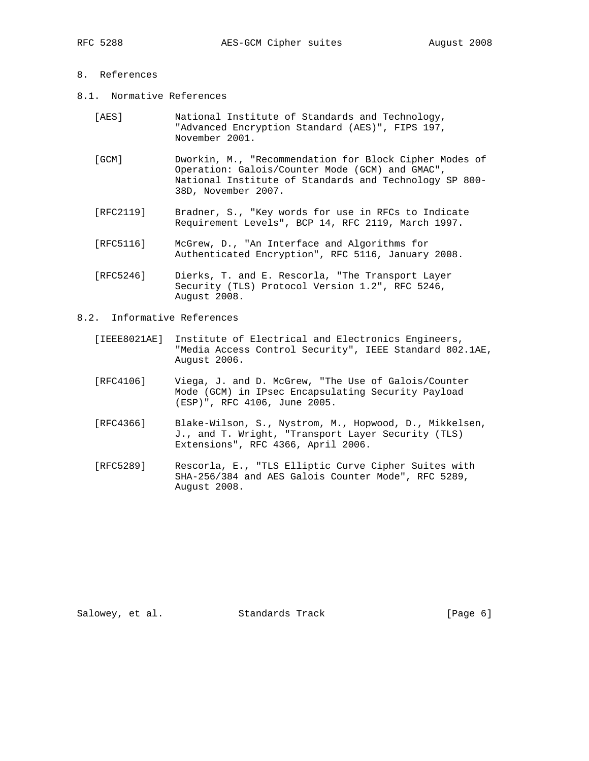## 8. References

### 8.1. Normative References

[AES] National Institute of Standards and Technology, "Advanced Encryption Standard (AES)", FIPS 197, November 2001.

[GCM] Dworkin, M., "Recommendation for Block Cipher Modes of Operation: Galois/Counter Mode (GCM) and GMAC", National Institute of Standards and Technology SP 800-38D, November 2007.

[RFC2119] Bradner, S., "Key words for use in RFCs to Indicate Requirement Levels", BCP 14, RFC 2119, March 1997.

[RFC5116] McGrew, D., "An Interface and Algorithms for Authenticated Encryption", RFC 5116, January 2008.

[RFC5246] Dierks, T. and E. Rescorla, "The Transport Layer Security (TLS) Protocol Version 1.2", RFC 5246, August 2008.

### 8.2. Informative References

[IEEE8021AE] Institute of Electrical and Electronics Engineers, "Media Access Control Security", IEEE Standard 802.1AE, August 2006.

[RFC4106] Viega, J. and D. McGrew, "The Use of Galois/Counter Mode (GCM) in IPsec Encapsulating Security Payload (ESP)", RFC 4106, June 2005.

[RFC4366] Blake-Wilson, S., Nystrom, M., Hopwood, D., Mikkelsen, J., and T. Wright, "Transport Layer Security (TLS) Extensions", RFC 4366, April 2006.

[RFC5289] Rescorla, E., "TLS Elliptic Curve Cipher Suites with SHA-256/384 and AES Galois Counter Mode", RFC 5289, August 2008.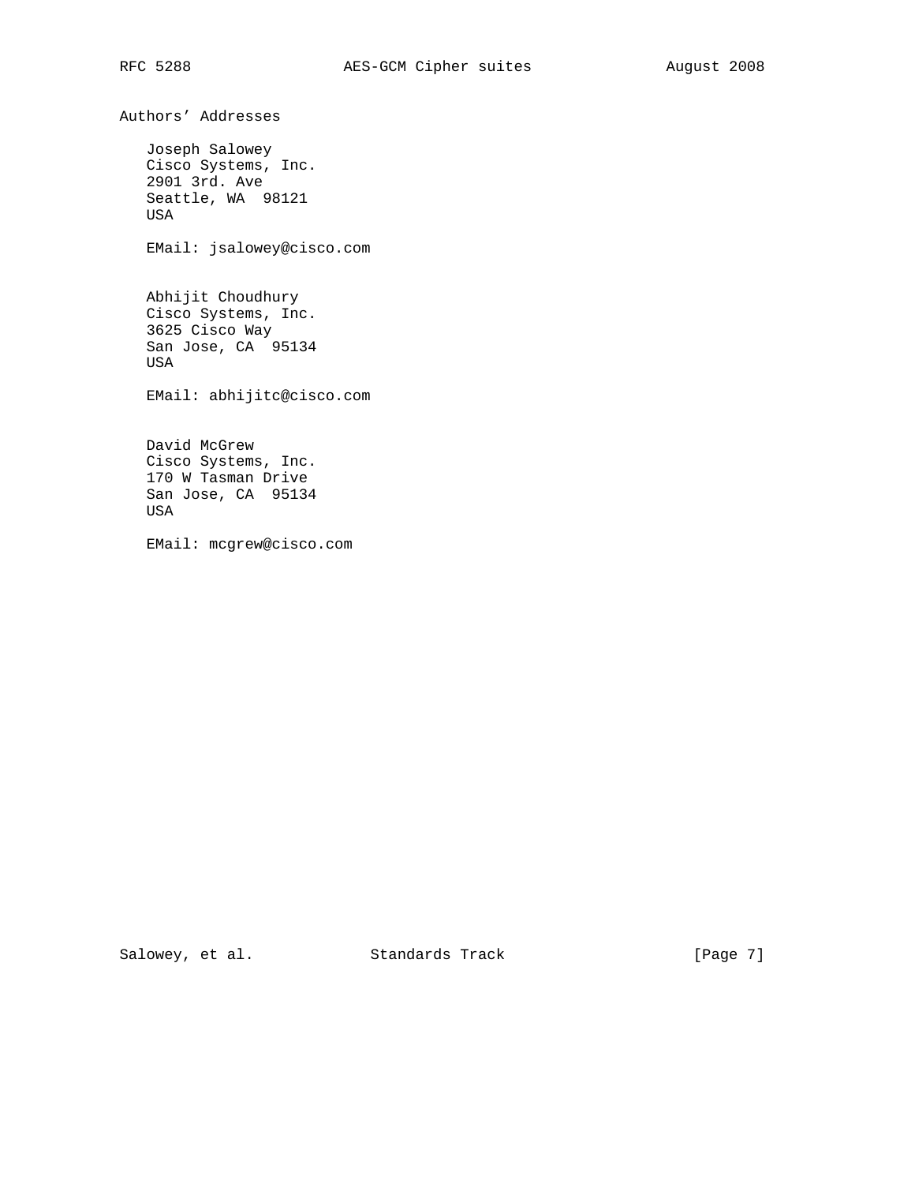## Authors' Addresses

Joseph Salowey
Cisco Systems, Inc.
2901 3rd. Ave
Seattle, WA  98121
USA

EMail: jsalowey@cisco.com

Abhijit Choudhury
Cisco Systems, Inc.
3625 Cisco Way
San Jose, CA  95134
USA

EMail: abhijitc@cisco.com

David McGrew
Cisco Systems, Inc.
170 W Tasman Drive
San Jose, CA  95134
USA

EMail: mcgrew@cisco.com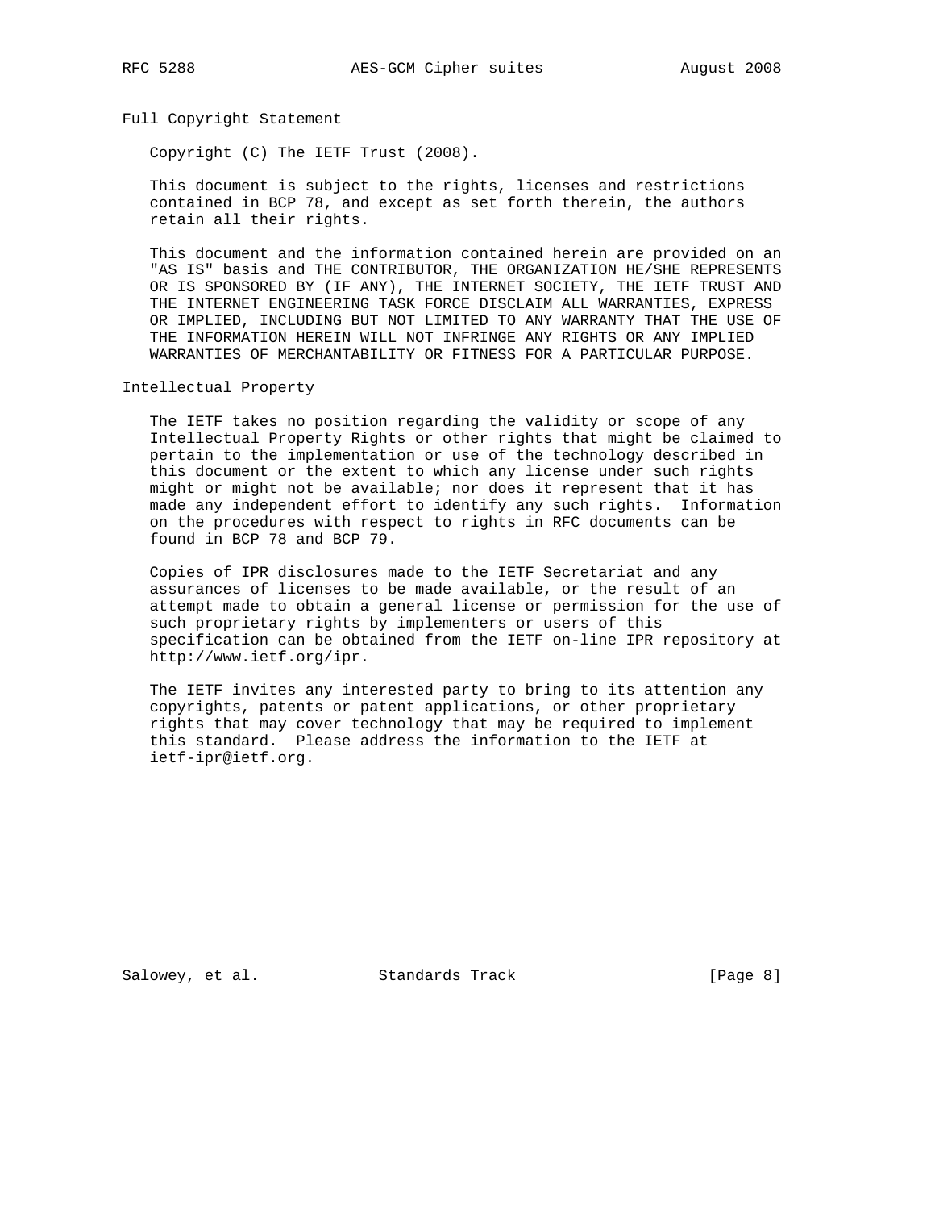## Full Copyright Statement

Copyright (C) The IETF Trust (2008).

This document is subject to the rights, licenses and restrictions contained in BCP 78, and except as set forth therein, the authors retain all their rights.

This document and the information contained herein are provided on an "AS IS" basis and THE CONTRIBUTOR, THE ORGANIZATION HE/SHE REPRESENTS OR IS SPONSORED BY (IF ANY), THE INTERNET SOCIETY, THE IETF TRUST AND THE INTERNET ENGINEERING TASK FORCE DISCLAIM ALL WARRANTIES, EXPRESS OR IMPLIED, INCLUDING BUT NOT LIMITED TO ANY WARRANTY THAT THE USE OF THE INFORMATION HEREIN WILL NOT INFRINGE ANY RIGHTS OR ANY IMPLIED WARRANTIES OF MERCHANTABILITY OR FITNESS FOR A PARTICULAR PURPOSE.

## Intellectual Property

The IETF takes no position regarding the validity or scope of any Intellectual Property Rights or other rights that might be claimed to pertain to the implementation or use of the technology described in this document or the extent to which any license under such rights might or might not be available; nor does it represent that it has made any independent effort to identify any such rights. Information on the procedures with respect to rights in RFC documents can be found in BCP 78 and BCP 79.

Copies of IPR disclosures made to the IETF Secretariat and any assurances of licenses to be made available, or the result of an attempt made to obtain a general license or permission for the use of such proprietary rights by implementers or users of this specification can be obtained from the IETF on-line IPR repository at http://www.ietf.org/ipr.

The IETF invites any interested party to bring to its attention any copyrights, patents or patent applications, or other proprietary rights that may cover technology that may be required to implement this standard. Please address the information to the IETF at ietf-ipr@ietf.org.